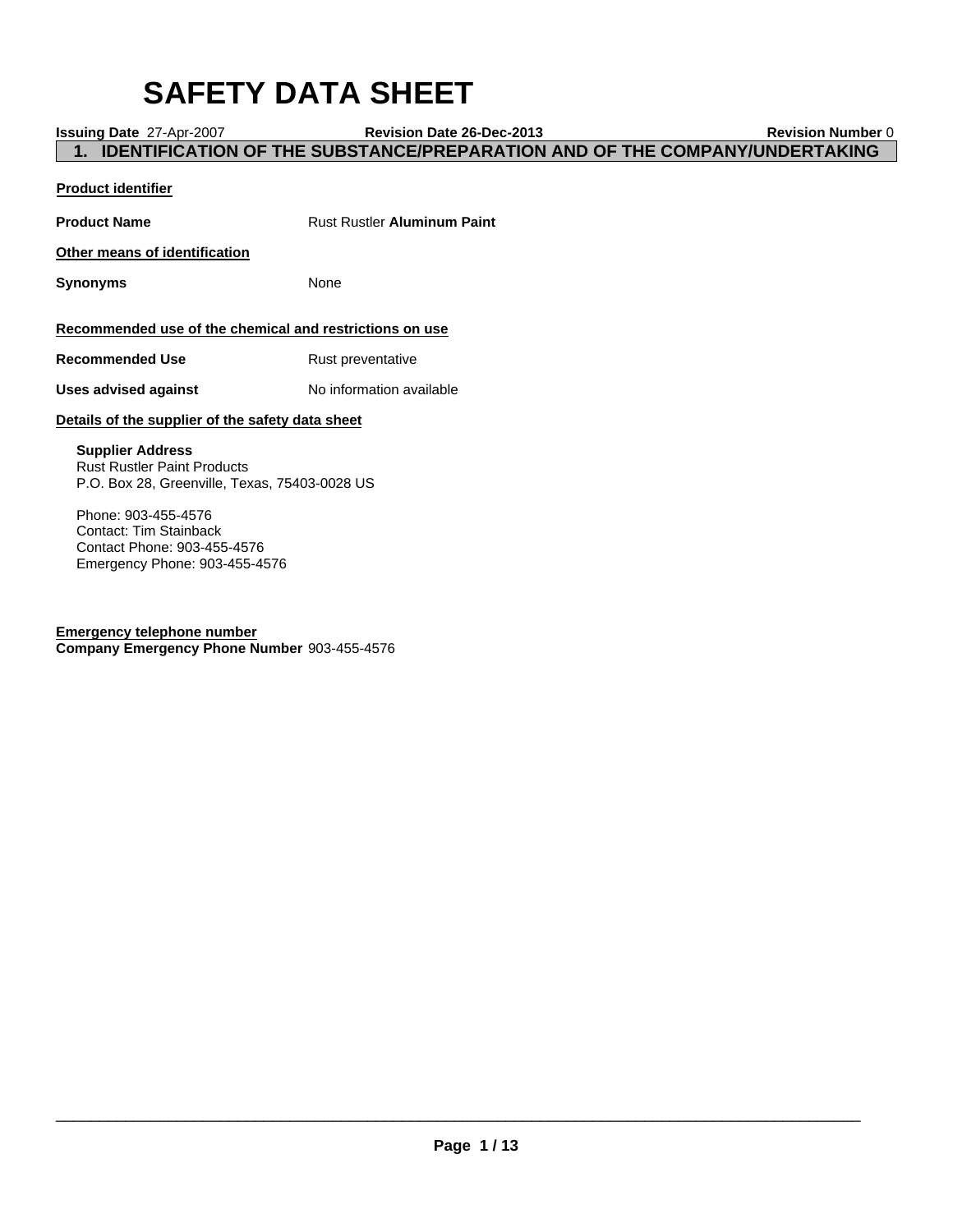# SAFETY DATA SHEET

**Issuing Date** 27-Apr-2007 **Revision Date 26-Dec-2013** **Revision Number** 0

## 1. IDENTIFICATION OF THE SUBSTANCE/PREPARATION AND OF THE COMPANY/UNDERTAKING

**Product identifier**

**Product Name** Rust Rustler **Aluminum Paint**

**Other means of identification**

**Synonyms** None

**Recommended use of the chemical and restrictions on use**

**Recommended Use** Rust preventative

**Uses advised against** No information available

**Details of the supplier of the safety data sheet**

**Supplier Address**
Rust Rustler Paint Products
P.O. Box 28, Greenville, Texas, 75403-0028 US

Phone: 903-455-4576
Contact: Tim Stainback
Contact Phone: 903-455-4576
Emergency Phone: 903-455-4576

**Emergency telephone number**
**Company Emergency Phone Number** 903-455-4576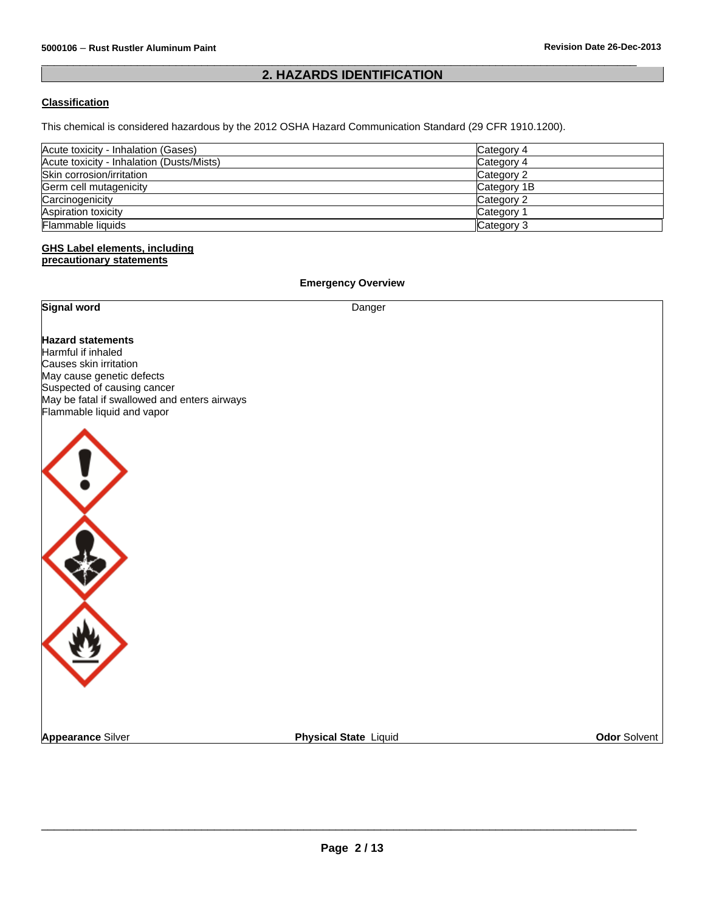## 2. HAZARDS IDENTIFICATION

### Classification

This chemical is considered hazardous by the 2012 OSHA Hazard Communication Standard (29 CFR 1910.1200).

| | |
|---|---|
| Acute toxicity - Inhalation (Gases) | Category 4 |
| Acute toxicity - Inhalation (Dusts/Mists) | Category 4 |
| Skin corrosion/irritation | Category 2 |
| Germ cell mutagenicity | Category 1B |
| Carcinogenicity | Category 2 |
| Aspiration toxicity | Category 1 |
| Flammable liquids | Category 3 |

### GHS Label elements, including precautionary statements

**Emergency Overview**

**Signal word** Danger

**Hazard statements**
Harmful if inhaled
Causes skin irritation
May cause genetic defects
Suspected of causing cancer
May be fatal if swallowed and enters airways
Flammable liquid and vapor

**Appearance** Silver **Physical State** Liquid **Odor** Solvent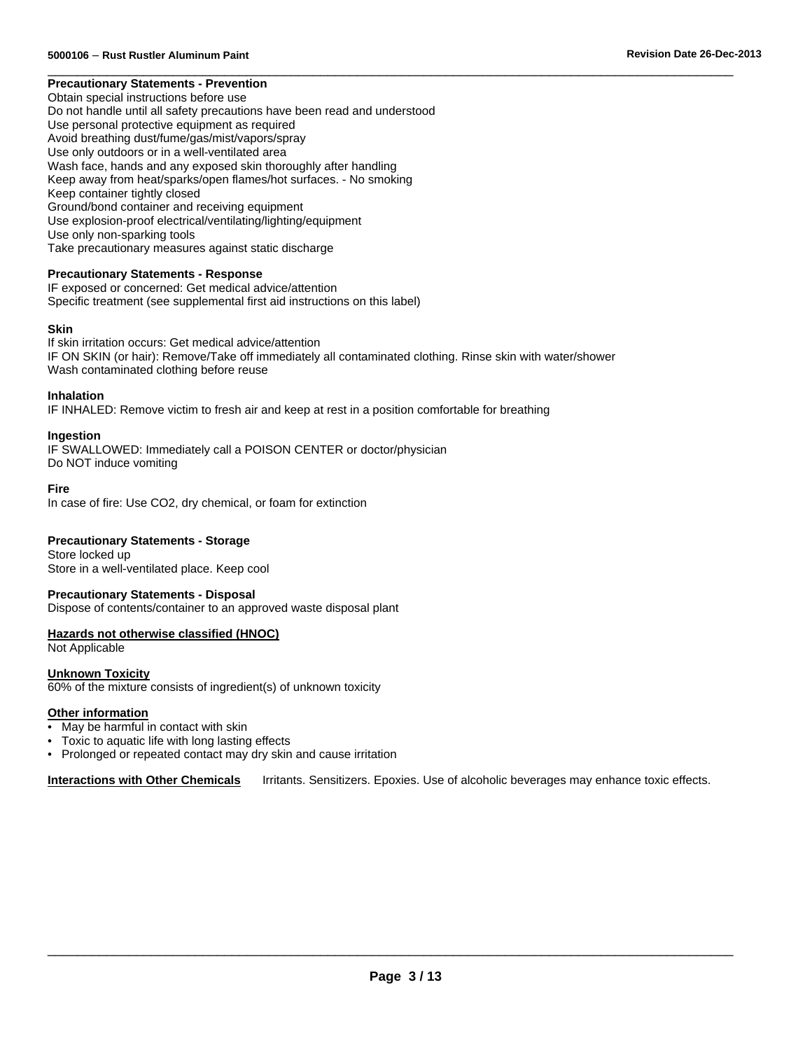### Precautionary Statements - Prevention

Obtain special instructions before use
Do not handle until all safety precautions have been read and understood
Use personal protective equipment as required
Avoid breathing dust/fume/gas/mist/vapors/spray
Use only outdoors or in a well-ventilated area
Wash face, hands and any exposed skin thoroughly after handling
Keep away from heat/sparks/open flames/hot surfaces. - No smoking
Keep container tightly closed
Ground/bond container and receiving equipment
Use explosion-proof electrical/ventilating/lighting/equipment
Use only non-sparking tools
Take precautionary measures against static discharge

### Precautionary Statements - Response

IF exposed or concerned: Get medical advice/attention
Specific treatment (see supplemental first aid instructions on this label)

**Skin**

If skin irritation occurs: Get medical advice/attention
IF ON SKIN (or hair): Remove/Take off immediately all contaminated clothing. Rinse skin with water/shower
Wash contaminated clothing before reuse

**Inhalation**

IF INHALED: Remove victim to fresh air and keep at rest in a position comfortable for breathing

**Ingestion**

IF SWALLOWED: Immediately call a POISON CENTER or doctor/physician
Do NOT induce vomiting

**Fire**

In case of fire: Use CO2, dry chemical, or foam for extinction

### Precautionary Statements - Storage

Store locked up
Store in a well-ventilated place. Keep cool

### Precautionary Statements - Disposal

Dispose of contents/container to an approved waste disposal plant

### Hazards not otherwise classified (HNOC)

Not Applicable

### Unknown Toxicity

60% of the mixture consists of ingredient(s) of unknown toxicity

### Other information

- May be harmful in contact with skin
- Toxic to aquatic life with long lasting effects
- Prolonged or repeated contact may dry skin and cause irritation

**Interactions with Other Chemicals** Irritants. Sensitizers. Epoxies. Use of alcoholic beverages may enhance toxic effects.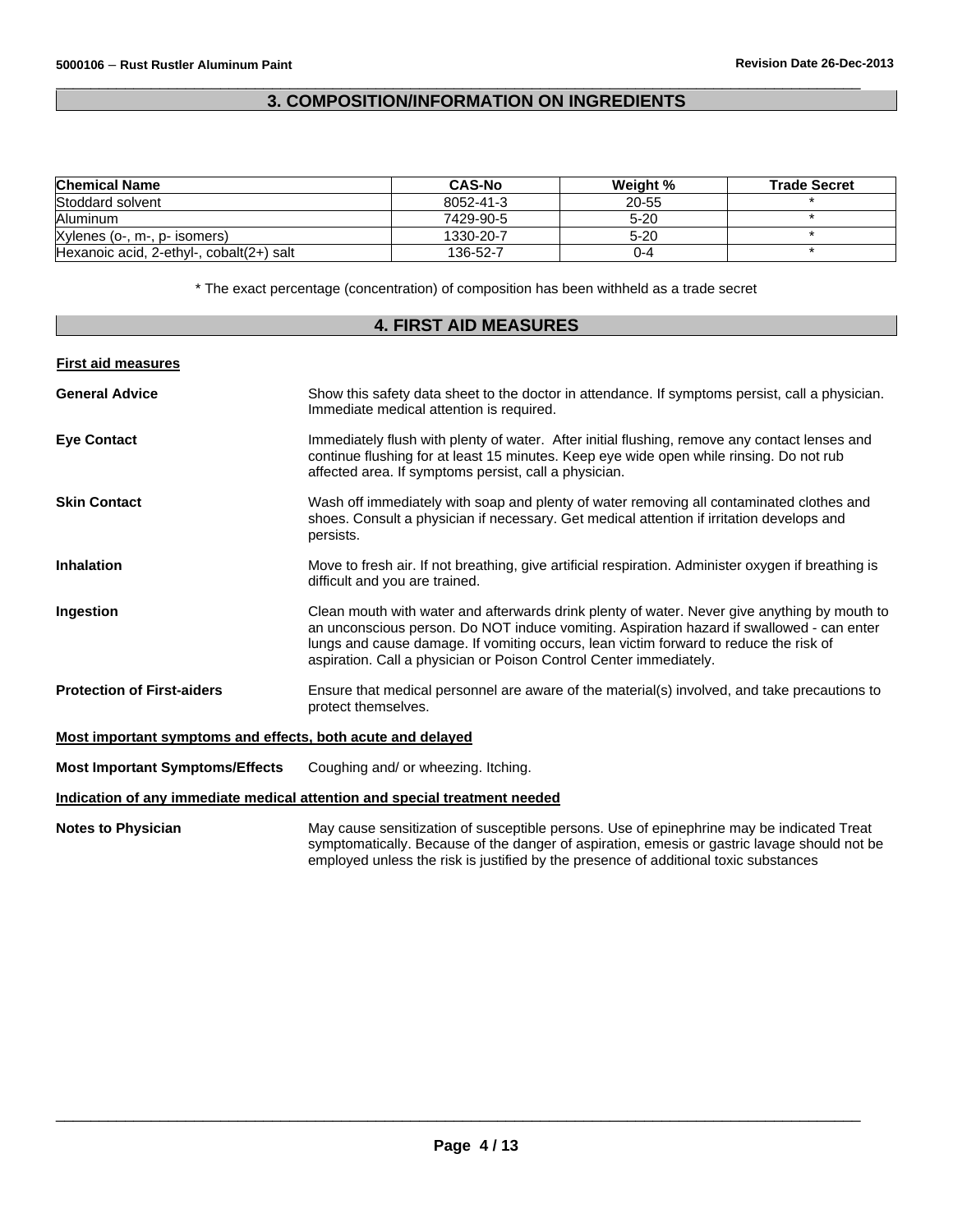## 3. COMPOSITION/INFORMATION ON INGREDIENTS

| Chemical Name | CAS-No | Weight % | Trade Secret |
|---|---|---|---|
| Stoddard solvent | 8052-41-3 | 20-55 | * |
| Aluminum | 7429-90-5 | 5-20 | * |
| Xylenes (o-, m-, p- isomers) | 1330-20-7 | 5-20 | * |
| Hexanoic acid, 2-ethyl-, cobalt(2+) salt | 136-52-7 | 0-4 | * |

* The exact percentage (concentration) of composition has been withheld as a trade secret

## 4. FIRST AID MEASURES

**First aid measures**

**General Advice** Show this safety data sheet to the doctor in attendance. If symptoms persist, call a physician. Immediate medical attention is required.

**Eye Contact** Immediately flush with plenty of water. After initial flushing, remove any contact lenses and continue flushing for at least 15 minutes. Keep eye wide open while rinsing. Do not rub affected area. If symptoms persist, call a physician.

**Skin Contact** Wash off immediately with soap and plenty of water removing all contaminated clothes and shoes. Consult a physician if necessary. Get medical attention if irritation develops and persists.

**Inhalation** Move to fresh air. If not breathing, give artificial respiration. Administer oxygen if breathing is difficult and you are trained.

**Ingestion** Clean mouth with water and afterwards drink plenty of water. Never give anything by mouth to an unconscious person. Do NOT induce vomiting. Aspiration hazard if swallowed - can enter lungs and cause damage. If vomiting occurs, lean victim forward to reduce the risk of aspiration. Call a physician or Poison Control Center immediately.

**Protection of First-aiders** Ensure that medical personnel are aware of the material(s) involved, and take precautions to protect themselves.

**Most important symptoms and effects, both acute and delayed**

**Most Important Symptoms/Effects** Coughing and/ or wheezing. Itching.

**Indication of any immediate medical attention and special treatment needed**

**Notes to Physician** May cause sensitization of susceptible persons. Use of epinephrine may be indicated Treat symptomatically. Because of the danger of aspiration, emesis or gastric lavage should not be employed unless the risk is justified by the presence of additional toxic substances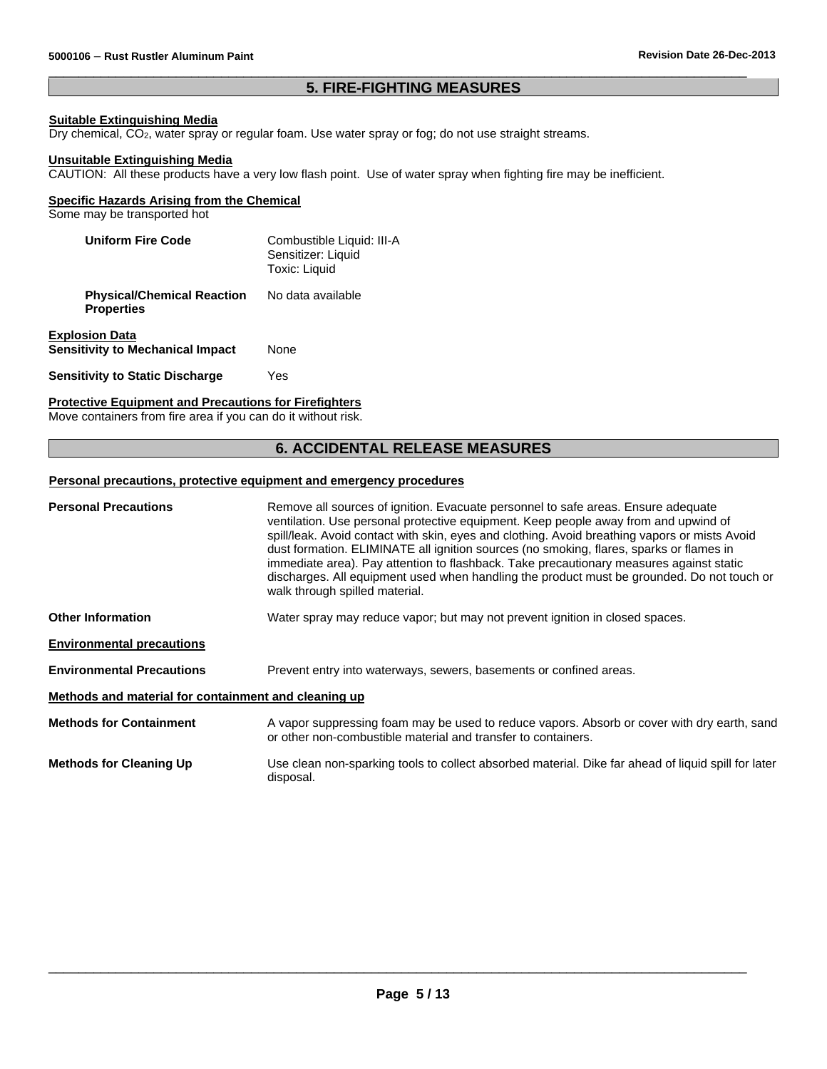## 5. FIRE-FIGHTING MEASURES

**Suitable Extinguishing Media**

Dry chemical, $CO_2$, water spray or regular foam. Use water spray or fog; do not use straight streams.

**Unsuitable Extinguishing Media**

CAUTION: All these products have a very low flash point. Use of water spray when fighting fire may be inefficient.

**Specific Hazards Arising from the Chemical**

Some may be transported hot

**Uniform Fire Code** Combustible Liquid: III-A
Sensitizer: Liquid
Toxic: Liquid

**Physical/Chemical Reaction Properties** No data available

**Explosion Data**

**Sensitivity to Mechanical Impact** None

**Sensitivity to Static Discharge** Yes

**Protective Equipment and Precautions for Firefighters**

Move containers from fire area if you can do it without risk.

## 6. ACCIDENTAL RELEASE MEASURES

**Personal precautions, protective equipment and emergency procedures**

**Personal Precautions** Remove all sources of ignition. Evacuate personnel to safe areas. Ensure adequate ventilation. Use personal protective equipment. Keep people away from and upwind of spill/leak. Avoid contact with skin, eyes and clothing. Avoid breathing vapors or mists Avoid dust formation. ELIMINATE all ignition sources (no smoking, flares, sparks or flames in immediate area). Pay attention to flashback. Take precautionary measures against static discharges. All equipment used when handling the product must be grounded. Do not touch or walk through spilled material.

**Other Information** Water spray may reduce vapor; but may not prevent ignition in closed spaces.

**Environmental precautions**

**Environmental Precautions** Prevent entry into waterways, sewers, basements or confined areas.

**Methods and material for containment and cleaning up**

**Methods for Containment** A vapor suppressing foam may be used to reduce vapors. Absorb or cover with dry earth, sand or other non-combustible material and transfer to containers.

**Methods for Cleaning Up** Use clean non-sparking tools to collect absorbed material. Dike far ahead of liquid spill for later disposal.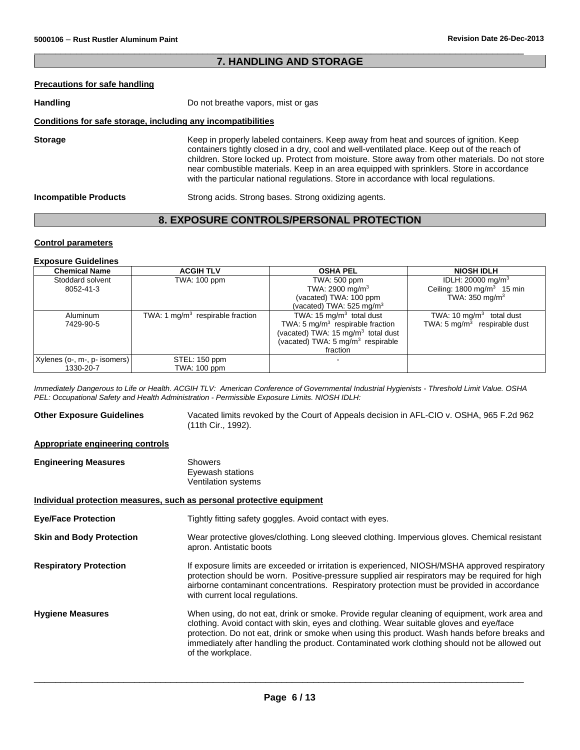## 7. HANDLING AND STORAGE

**Precautions for safe handling**

**Handling** Do not breathe vapors, mist or gas

**Conditions for safe storage, including any incompatibilities**

**Storage** Keep in properly labeled containers. Keep away from heat and sources of ignition. Keep containers tightly closed in a dry, cool and well-ventilated place. Keep out of the reach of children. Store locked up. Protect from moisture. Store away from other materials. Do not store near combustible materials. Keep in an area equipped with sprinklers. Store in accordance with the particular national regulations. Store in accordance with local regulations.

**Incompatible Products** Strong acids. Strong bases. Strong oxidizing agents.

## 8. EXPOSURE CONTROLS/PERSONAL PROTECTION

**Control parameters**

**Exposure Guidelines**

| Chemical Name | ACGIH TLV | OSHA PEL | NIOSH IDLH |
|---|---|---|---|
| Stoddard solvent 8052-41-3 | TWA: 100 ppm | TWA: 500 ppm<br>TWA: 2900 $mg/m^3$<br>(vacated) TWA: 100 ppm<br>(vacated) TWA: 525 $mg/m^3$ | IDLH: 20000 $mg/m^3$<br>Ceiling: 1800 $mg/m^3$ 15 min<br>TWA: 350 $mg/m^3$ |
| Aluminum 7429-90-5 | TWA: 1 $mg/m^3$ respirable fraction | TWA: 15 $mg/m^3$ total dust<br>TWA: 5 $mg/m^3$ respirable fraction<br>(vacated) TWA: 15 $mg/m^3$ total dust<br>(vacated) TWA: 5 $mg/m^3$ respirable fraction | TWA: 10 $mg/m^3$ total dust<br>TWA: 5 $mg/m^3$ respirable dust |
| Xylenes (o-, m-, p- isomers) 1330-20-7 | STEL: 150 ppm<br>TWA: 100 ppm | - | |

*Immediately Dangerous to Life or Health. ACGIH TLV: American Conference of Governmental Industrial Hygienists - Threshold Limit Value. OSHA PEL: Occupational Safety and Health Administration - Permissible Exposure Limits. NIOSH IDLH:*

**Other Exposure Guidelines** Vacated limits revoked by the Court of Appeals decision in AFL-CIO v. OSHA, 965 F.2d 962 (11th Cir., 1992).

**Appropriate engineering controls**

**Engineering Measures** Showers
Eyewash stations
Ventilation systems

**Individual protection measures, such as personal protective equipment**

**Eye/Face Protection** Tightly fitting safety goggles. Avoid contact with eyes.

**Skin and Body Protection** Wear protective gloves/clothing. Long sleeved clothing. Impervious gloves. Chemical resistant apron. Antistatic boots

**Respiratory Protection** If exposure limits are exceeded or irritation is experienced, NIOSH/MSHA approved respiratory protection should be worn. Positive-pressure supplied air respirators may be required for high airborne contaminant concentrations. Respiratory protection must be provided in accordance with current local regulations.

**Hygiene Measures** When using, do not eat, drink or smoke. Provide regular cleaning of equipment, work area and clothing. Avoid contact with skin, eyes and clothing. Wear suitable gloves and eye/face protection. Do not eat, drink or smoke when using this product. Wash hands before breaks and immediately after handling the product. Contaminated work clothing should not be allowed out of the workplace.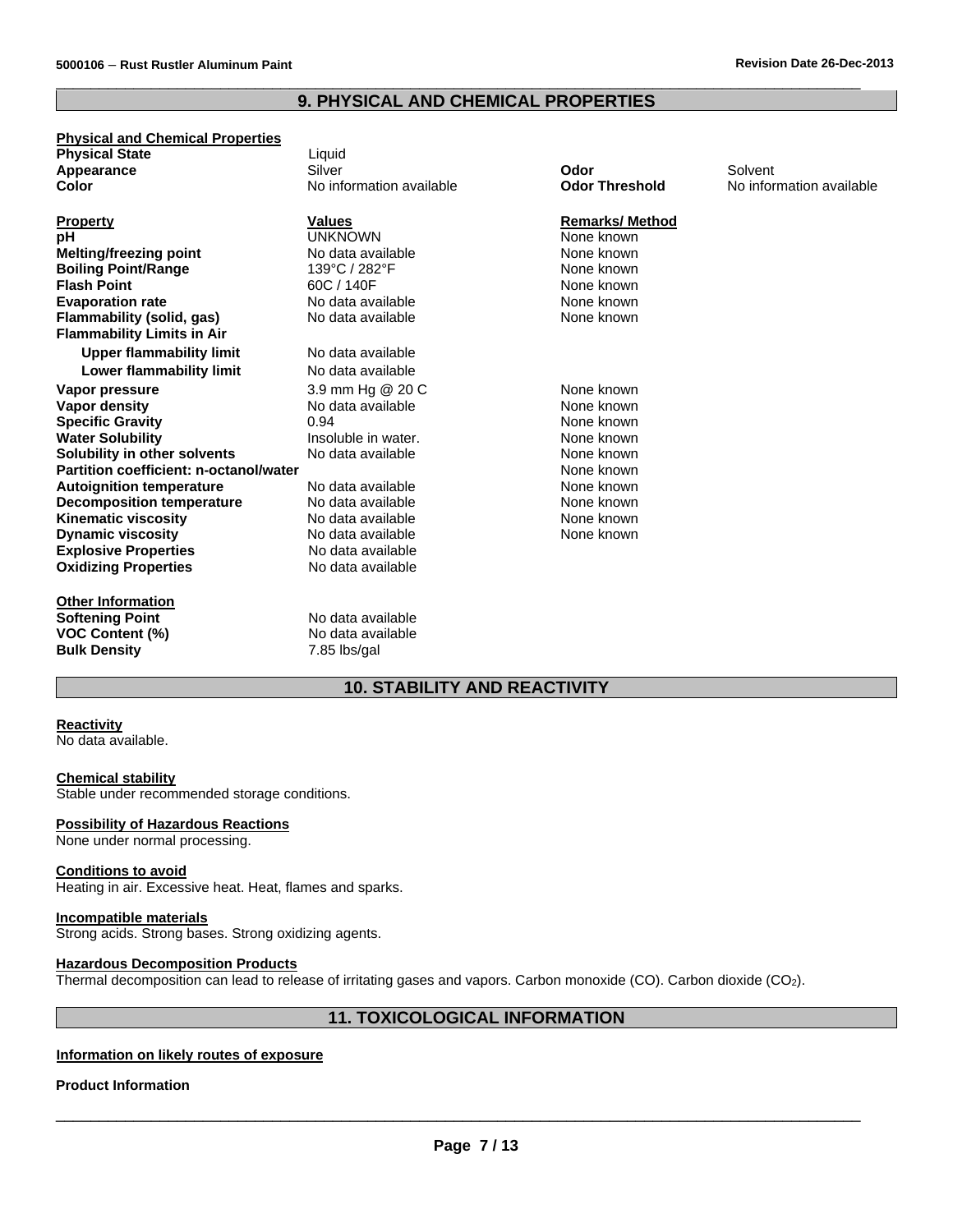## 9. PHYSICAL AND CHEMICAL PROPERTIES

**Physical and Chemical Properties**

| | | | |
|---|---|---|---|
| **Physical State** | Liquid | | |
| **Appearance** | Silver | **Odor** | Solvent |
| **Color** | No information available | **Odor Threshold** | No information available |

| **Property** | **Values** | **Remarks/ Method** |
|---|---|---|
| **pH** | UNKNOWN | None known |
| **Melting/freezing point** | No data available | None known |
| **Boiling Point/Range** | 139°C / 282°F | None known |
| **Flash Point** | 60C / 140F | None known |
| **Evaporation rate** | No data available | None known |
| **Flammability (solid, gas)** | No data available | None known |
| **Flammability Limits in Air** | | |
| **Upper flammability limit** | No data available | |
| **Lower flammability limit** | No data available | |
| **Vapor pressure** | 3.9 mm Hg @ 20 C | None known |
| **Vapor density** | No data available | None known |
| **Specific Gravity** | 0.94 | None known |
| **Water Solubility** | Insoluble in water. | None known |
| **Solubility in other solvents** | No data available | None known |
| **Partition coefficient: n-octanol/water** | | None known |
| **Autoignition temperature** | No data available | None known |
| **Decomposition temperature** | No data available | None known |
| **Kinematic viscosity** | No data available | None known |
| **Dynamic viscosity** | No data available | None known |
| **Explosive Properties** | No data available | |
| **Oxidizing Properties** | No data available | |

**Other Information**

| | |
|---|---|
| **Softening Point** | No data available |
| **VOC Content (%)** | No data available |
| **Bulk Density** | 7.85 lbs/gal |

## 10. STABILITY AND REACTIVITY

**Reactivity**
No data available.

**Chemical stability**
Stable under recommended storage conditions.

**Possibility of Hazardous Reactions**
None under normal processing.

**Conditions to avoid**
Heating in air. Excessive heat. Heat, flames and sparks.

**Incompatible materials**
Strong acids. Strong bases. Strong oxidizing agents.

**Hazardous Decomposition Products**
Thermal decomposition can lead to release of irritating gases and vapors. Carbon monoxide (CO). Carbon dioxide ($CO_2$).

## 11. TOXICOLOGICAL INFORMATION

**Information on likely routes of exposure**

**Product Information**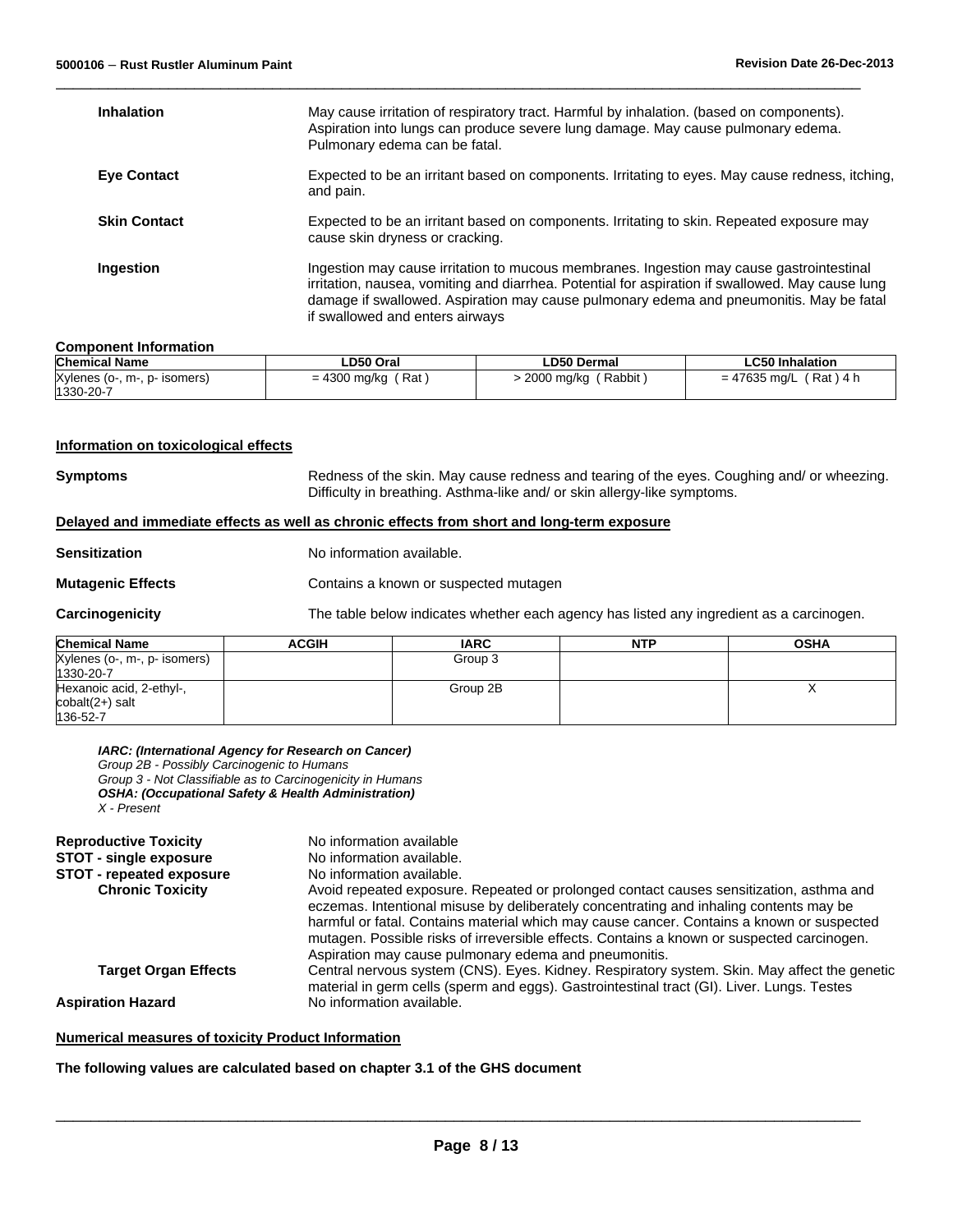| | |
|---|---|
| **Inhalation** | May cause irritation of respiratory tract. Harmful by inhalation. (based on components). Aspiration into lungs can produce severe lung damage. May cause pulmonary edema. Pulmonary edema can be fatal. |
| **Eye Contact** | Expected to be an irritant based on components. Irritating to eyes. May cause redness, itching, and pain. |
| **Skin Contact** | Expected to be an irritant based on components. Irritating to skin. Repeated exposure may cause skin dryness or cracking. |
| **Ingestion** | Ingestion may cause irritation to mucous membranes. Ingestion may cause gastrointestinal irritation, nausea, vomiting and diarrhea. Potential for aspiration if swallowed. May cause lung damage if swallowed. Aspiration may cause pulmonary edema and pneumonitis. May be fatal if swallowed and enters airways |

**Component Information**

| Chemical Name | LD50 Oral | LD50 Dermal | LC50 Inhalation |
|---|---|---|---|
| Xylenes (o-, m-, p- isomers) 1330-20-7 | = 4300 mg/kg ( Rat ) | > 2000 mg/kg ( Rabbit ) | = 47635 mg/L ( Rat ) 4 h |

**Information on toxicological effects**

**Symptoms** Redness of the skin. May cause redness and tearing of the eyes. Coughing and/ or wheezing. Difficulty in breathing. Asthma-like and/ or skin allergy-like symptoms.

**Delayed and immediate effects as well as chronic effects from short and long-term exposure**

**Sensitization** No information available.

**Mutagenic Effects** Contains a known or suspected mutagen

**Carcinogenicity** The table below indicates whether each agency has listed any ingredient as a carcinogen.

| Chemical Name | ACGIH | IARC | NTP | OSHA |
|---|---|---|---|---|
| Xylenes (o-, m-, p- isomers) 1330-20-7 | | Group 3 | | |
| Hexanoic acid, 2-ethyl-, cobalt(2+) salt 136-52-7 | | Group 2B | | X |

***IARC: (International Agency for Research on Cancer)***
*Group 2B - Possibly Carcinogenic to Humans*
*Group 3 - Not Classifiable as to Carcinogenicity in Humans*
***OSHA: (Occupational Safety & Health Administration)***
*X - Present*

| | |
|---|---|
| **Reproductive Toxicity** | No information available |
| **STOT - single exposure** | No information available. |
| **STOT - repeated exposure** | No information available. |
| **Chronic Toxicity** | Avoid repeated exposure. Repeated or prolonged contact causes sensitization, asthma and eczemas. Intentional misuse by deliberately concentrating and inhaling contents may be harmful or fatal. Contains material which may cause cancer. Contains a known or suspected mutagen. Possible risks of irreversible effects. Contains a known or suspected carcinogen. Aspiration may cause pulmonary edema and pneumonitis. |
| **Target Organ Effects** | Central nervous system (CNS). Eyes. Kidney. Respiratory system. Skin. May affect the genetic material in germ cells (sperm and eggs). Gastrointestinal tract (GI). Liver. Lungs. Testes |
| **Aspiration Hazard** | No information available. |

**Numerical measures of toxicity Product Information**

**The following values are calculated based on chapter 3.1 of the GHS document**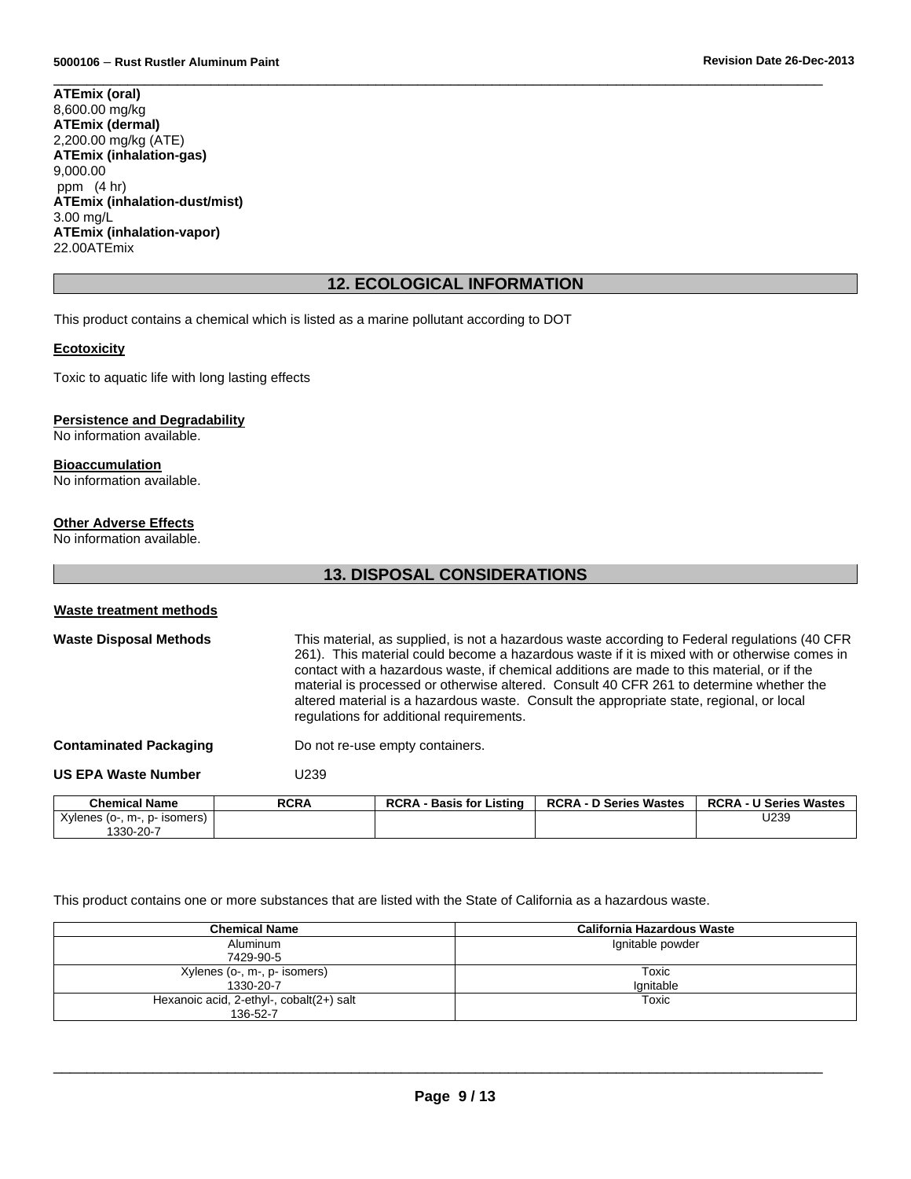**ATEmix (oral)**
8,600.00 mg/kg
**ATEmix (dermal)**
2,200.00 mg/kg (ATE)
**ATEmix (inhalation-gas)**
9,000.00
ppm (4 hr)
**ATEmix (inhalation-dust/mist)**
3.00 mg/L
**ATEmix (inhalation-vapor)**
22.00ATEmix

## 12. ECOLOGICAL INFORMATION

This product contains a chemical which is listed as a marine pollutant according to DOT

### Ecotoxicity

Toxic to aquatic life with long lasting effects

### Persistence and Degradability

No information available.

### Bioaccumulation

No information available.

### Other Adverse Effects

No information available.

## 13. DISPOSAL CONSIDERATIONS

### Waste treatment methods

**Waste Disposal Methods** This material, as supplied, is not a hazardous waste according to Federal regulations (40 CFR 261). This material could become a hazardous waste if it is mixed with or otherwise comes in contact with a hazardous waste, if chemical additions are made to this material, or if the material is processed or otherwise altered. Consult 40 CFR 261 to determine whether the altered material is a hazardous waste. Consult the appropriate state, regional, or local regulations for additional requirements.

**Contaminated Packaging** Do not re-use empty containers.

**US EPA Waste Number** U239

| Chemical Name | RCRA | RCRA - Basis for Listing | RCRA - D Series Wastes | RCRA - U Series Wastes |
|---|---|---|---|---|
| Xylenes (o-, m-, p- isomers) 1330-20-7 | | | | U239 |

This product contains one or more substances that are listed with the State of California as a hazardous waste.

| Chemical Name | California Hazardous Waste |
|---|---|
| Aluminum 7429-90-5 | Ignitable powder |
| Xylenes (o-, m-, p- isomers) 1330-20-7 | Toxic Ignitable |
| Hexanoic acid, 2-ethyl-, cobalt(2+) salt 136-52-7 | Toxic |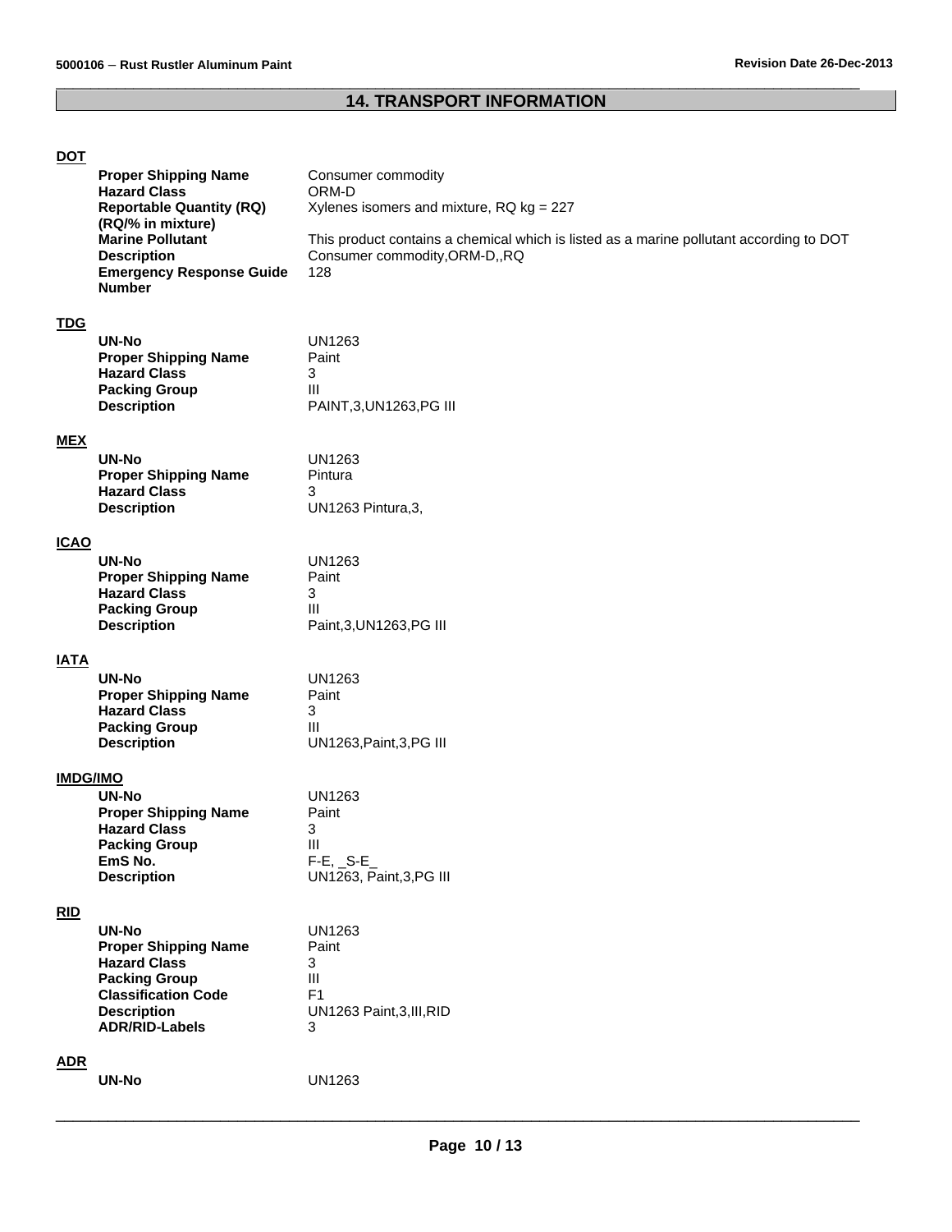## 14. TRANSPORT INFORMATION

**DOT**

| | |
|---|---|
| **Proper Shipping Name** | Consumer commodity |
| **Hazard Class** | ORM-D |
| **Reportable Quantity (RQ) (RQ/% in mixture)** | Xylenes isomers and mixture, RQ kg = 227 |
| **Marine Pollutant** | This product contains a chemical which is listed as a marine pollutant according to DOT |
| **Description** | Consumer commodity,ORM-D,,RQ |
| **Emergency Response Guide Number** | 128 |

**TDG**

| | |
|---|---|
| **UN-No** | UN1263 |
| **Proper Shipping Name** | Paint |
| **Hazard Class** | 3 |
| **Packing Group** | III |
| **Description** | PAINT,3,UN1263,PG III |

**MEX**

| | |
|---|---|
| **UN-No** | UN1263 |
| **Proper Shipping Name** | Pintura |
| **Hazard Class** | 3 |
| **Description** | UN1263 Pintura,3, |

**ICAO**

| | |
|---|---|
| **UN-No** | UN1263 |
| **Proper Shipping Name** | Paint |
| **Hazard Class** | 3 |
| **Packing Group** | III |
| **Description** | Paint,3,UN1263,PG III |

**IATA**

| | |
|---|---|
| **UN-No** | UN1263 |
| **Proper Shipping Name** | Paint |
| **Hazard Class** | 3 |
| **Packing Group** | III |
| **Description** | UN1263,Paint,3,PG III |

**IMDG/IMO**

| | |
|---|---|
| **UN-No** | UN1263 |
| **Proper Shipping Name** | Paint |
| **Hazard Class** | 3 |
| **Packing Group** | III |
| **EmS No.** | F-E, _S-E_ |
| **Description** | UN1263, Paint,3,PG III |

**RID**

| | |
|---|---|
| **UN-No** | UN1263 |
| **Proper Shipping Name** | Paint |
| **Hazard Class** | 3 |
| **Packing Group** | III |
| **Classification Code** | F1 |
| **Description** | UN1263 Paint,3,III,RID |
| **ADR/RID-Labels** | 3 |

**ADR**

| | |
|---|---|
| **UN-No** | UN1263 |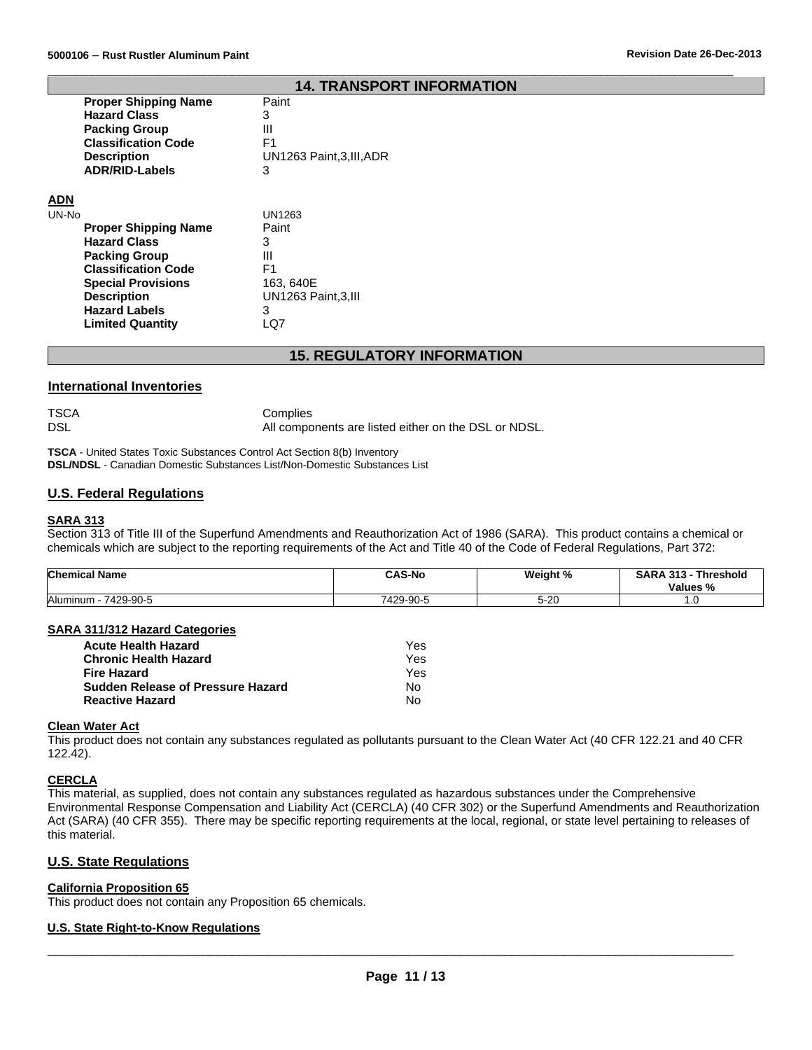## 14. TRANSPORT INFORMATION

| | |
|---|---|
| **Proper Shipping Name** | Paint |
| **Hazard Class** | 3 |
| **Packing Group** | III |
| **Classification Code** | F1 |
| **Description** | UN1263 Paint,3,III,ADR |
| **ADR/RID-Labels** | 3 |

**ADN**

| | |
|---|---|
| UN-No | UN1263 |
| **Proper Shipping Name** | Paint |
| **Hazard Class** | 3 |
| **Packing Group** | III |
| **Classification Code** | F1 |
| **Special Provisions** | 163, 640E |
| **Description** | UN1263 Paint,3,III |
| **Hazard Labels** | 3 |
| **Limited Quantity** | LQ7 |

## 15. REGULATORY INFORMATION

### International Inventories

| | |
|---|---|
| TSCA | Complies |
| DSL | All components are listed either on the DSL or NDSL. |

**TSCA** - United States Toxic Substances Control Act Section 8(b) Inventory
**DSL/NDSL** - Canadian Domestic Substances List/Non-Domestic Substances List

### U.S. Federal Regulations

**SARA 313**

Section 313 of Title III of the Superfund Amendments and Reauthorization Act of 1986 (SARA). This product contains a chemical or chemicals which are subject to the reporting requirements of the Act and Title 40 of the Code of Federal Regulations, Part 372:

| Chemical Name | CAS-No | Weight % | SARA 313 - Threshold Values % |
|---|---|---|---|
| Aluminum - 7429-90-5 | 7429-90-5 | 5-20 | 1.0 |

**SARA 311/312 Hazard Categories**

| | |
|---|---|
| **Acute Health Hazard** | Yes |
| **Chronic Health Hazard** | Yes |
| **Fire Hazard** | Yes |
| **Sudden Release of Pressure Hazard** | No |
| **Reactive Hazard** | No |

**Clean Water Act**

This product does not contain any substances regulated as pollutants pursuant to the Clean Water Act (40 CFR 122.21 and 40 CFR 122.42).

**CERCLA**

This material, as supplied, does not contain any substances regulated as hazardous substances under the Comprehensive Environmental Response Compensation and Liability Act (CERCLA) (40 CFR 302) or the Superfund Amendments and Reauthorization Act (SARA) (40 CFR 355). There may be specific reporting requirements at the local, regional, or state level pertaining to releases of this material.

### U.S. State Regulations

**California Proposition 65**

This product does not contain any Proposition 65 chemicals.

**U.S. State Right-to-Know Regulations**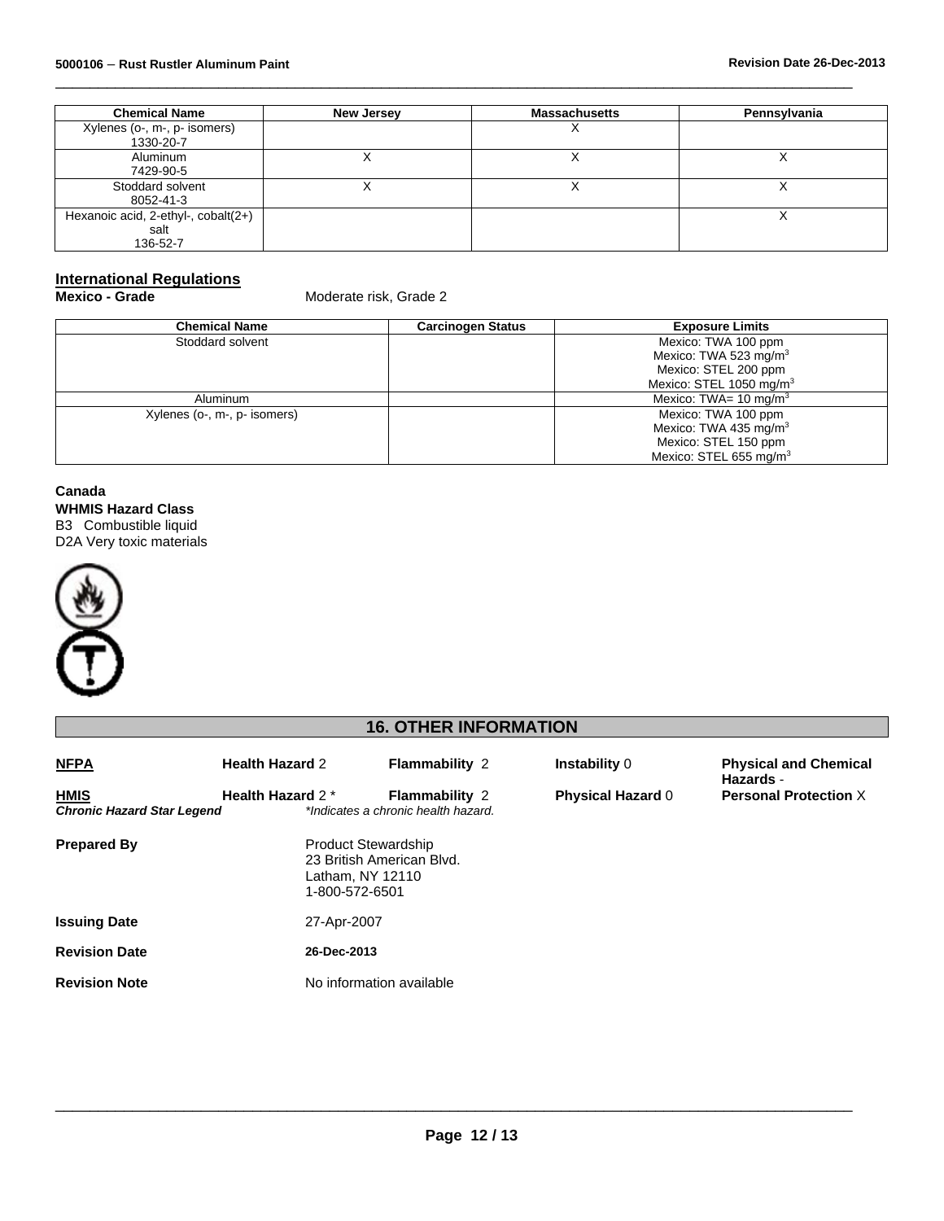| Chemical Name | New Jersey | Massachusetts | Pennsylvania |
| --- | --- | --- | --- |
| Xylenes (o-, m-, p- isomers) 1330-20-7 | | X | |
| Aluminum 7429-90-5 | X | X | X |
| Stoddard solvent 8052-41-3 | X | X | X |
| Hexanoic acid, 2-ethyl-, cobalt(2+) salt 136-52-7 | | | X |

## International Regulations

**Mexico - Grade** Moderate risk, Grade 2

| Chemical Name | Carcinogen Status | Exposure Limits |
| --- | --- | --- |
| Stoddard solvent | | Mexico: TWA 100 ppm<br>Mexico: TWA 523 mg/m$^3$<br>Mexico: STEL 200 ppm<br>Mexico: STEL 1050 mg/m$^3$ |
| Aluminum | | Mexico: TWA= 10 mg/m$^3$ |
| Xylenes (o-, m-, p- isomers) | | Mexico: TWA 100 ppm<br>Mexico: TWA 435 mg/m$^3$<br>Mexico: STEL 150 ppm<br>Mexico: STEL 655 mg/m$^3$ |

**Canada**

**WHMIS Hazard Class**

B3 Combustible liquid
D2A Very toxic materials

## 16. OTHER INFORMATION

| | | | | |
| --- | --- | --- | --- | --- |
| **NFPA** | **Health Hazard** 2 | **Flammability** 2 | **Instability** 0 | **Physical and Chemical Hazards** - |
| **HMIS** | **Health Hazard** 2 * | **Flammability** 2 | **Physical Hazard** 0 | **Personal Protection** X |

***Chronic Hazard Star Legend*** *\*Indicates a chronic health hazard.*

**Prepared By** Product Stewardship
23 British American Blvd.
Latham, NY 12110
1-800-572-6501

**Issuing Date** 27-Apr-2007

**Revision Date** 26-Dec-2013

**Revision Note** No information available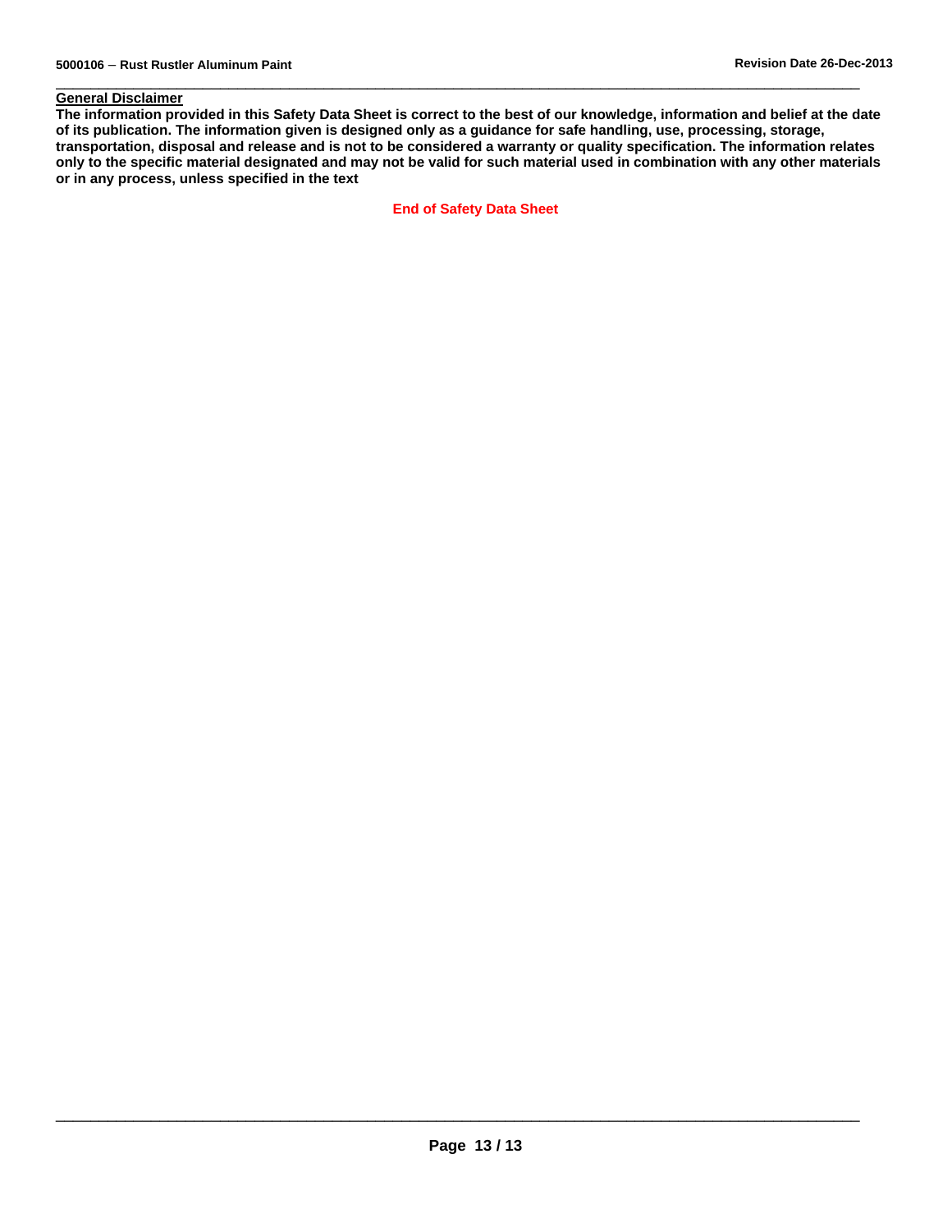**General Disclaimer**

**The information provided in this Safety Data Sheet is correct to the best of our knowledge, information and belief at the date of its publication. The information given is designed only as a guidance for safe handling, use, processing, storage, transportation, disposal and release and is not to be considered a warranty or quality specification. The information relates only to the specific material designated and may not be valid for such material used in combination with any other materials or in any process, unless specified in the text**

**End of Safety Data Sheet**